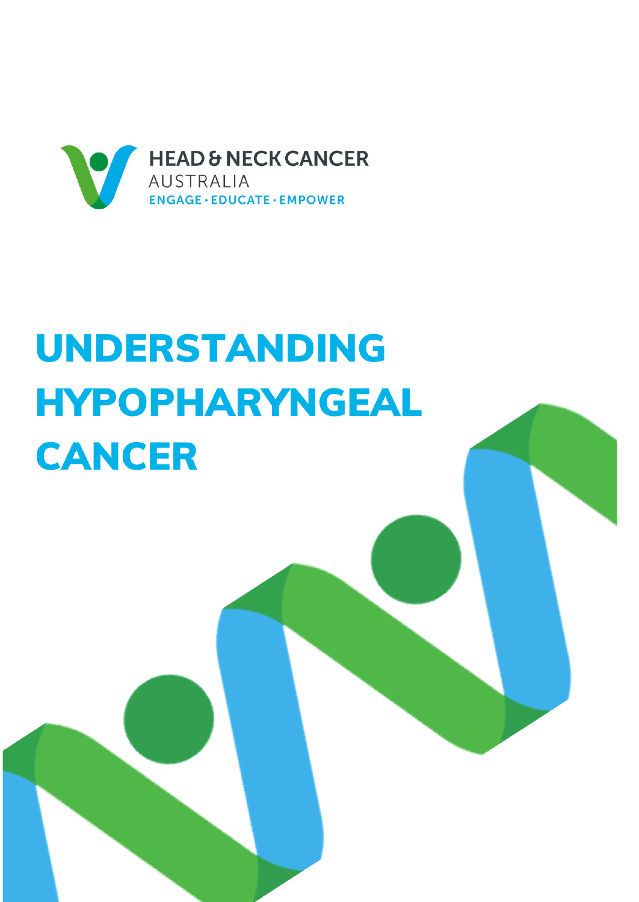HEAD & NECK CANCER
AUSTRALIA
ENGAGE · EDUCATE · EMPOWER

# UNDERSTANDING HYPOPHARYNGEAL CANCER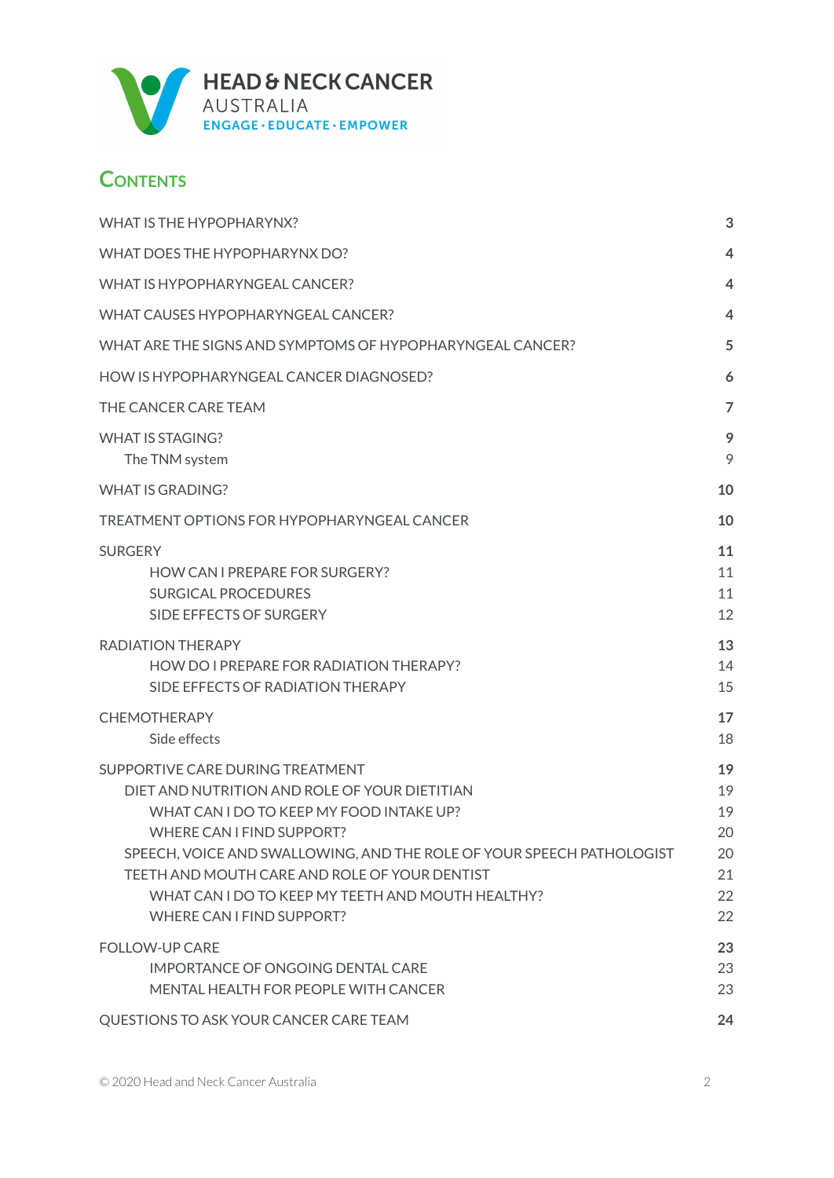HEAD & NECK CANCER
AUSTRALIA
ENGAGE · EDUCATE · EMPOWER

## Contents

| | |
|---|---|
| WHAT IS THE HYPOPHARYNX? | **3** |
| WHAT DOES THE HYPOPHARYNX DO? | **4** |
| WHAT IS HYPOPHARYNGEAL CANCER? | **4** |
| WHAT CAUSES HYPOPHARYNGEAL CANCER? | **4** |
| WHAT ARE THE SIGNS AND SYMPTOMS OF HYPOPHARYNGEAL CANCER? | **5** |
| HOW IS HYPOPHARYNGEAL CANCER DIAGNOSED? | **6** |
| THE CANCER CARE TEAM | **7** |
| WHAT IS STAGING? | **9** |
| The TNM system | 9 |
| WHAT IS GRADING? | **10** |
| TREATMENT OPTIONS FOR HYPOPHARYNGEAL CANCER | **10** |
| SURGERY | **11** |
| HOW CAN I PREPARE FOR SURGERY? | 11 |
| SURGICAL PROCEDURES | 11 |
| SIDE EFFECTS OF SURGERY | 12 |
| RADIATION THERAPY | **13** |
| HOW DO I PREPARE FOR RADIATION THERAPY? | 14 |
| SIDE EFFECTS OF RADIATION THERAPY | 15 |
| CHEMOTHERAPY | **17** |
| Side effects | 18 |
| SUPPORTIVE CARE DURING TREATMENT | **19** |
| DIET AND NUTRITION AND ROLE OF YOUR DIETITIAN | 19 |
| WHAT CAN I DO TO KEEP MY FOOD INTAKE UP? | 19 |
| WHERE CAN I FIND SUPPORT? | 20 |
| SPEECH, VOICE AND SWALLOWING, AND THE ROLE OF YOUR SPEECH PATHOLOGIST | 20 |
| TEETH AND MOUTH CARE AND ROLE OF YOUR DENTIST | 21 |
| WHAT CAN I DO TO KEEP MY TEETH AND MOUTH HEALTHY? | 22 |
| WHERE CAN I FIND SUPPORT? | 22 |
| FOLLOW-UP CARE | **23** |
| IMPORTANCE OF ONGOING DENTAL CARE | 23 |
| MENTAL HEALTH FOR PEOPLE WITH CANCER | 23 |
| QUESTIONS TO ASK YOUR CANCER CARE TEAM | **24** |

© 2020 Head and Neck Cancer Australia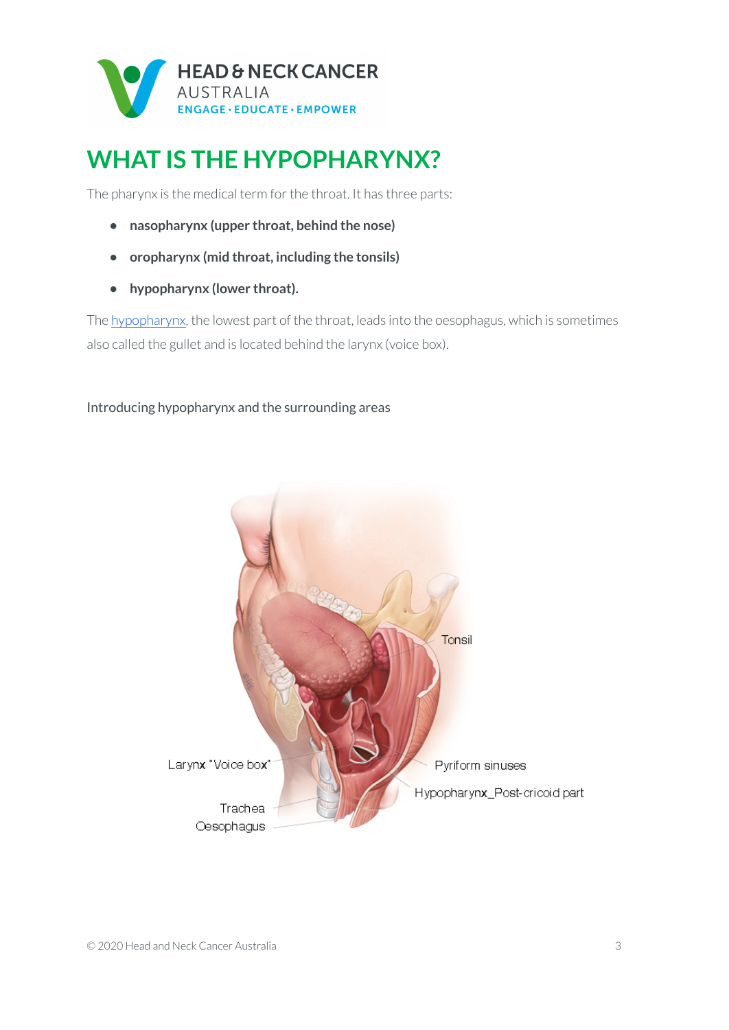# WHAT IS THE HYPOPHARYNX?

The pharynx is the medical term for the throat. It has three parts:

- **nasopharynx (upper throat, behind the nose)**
- **oropharynx (mid throat, including the tonsils)**
- **hypopharynx (lower throat).**

The hypopharynx, the lowest part of the throat, leads into the oesophagus, which is sometimes also called the gullet and is located behind the larynx (voice box).

Introducing hypopharynx and the surrounding areas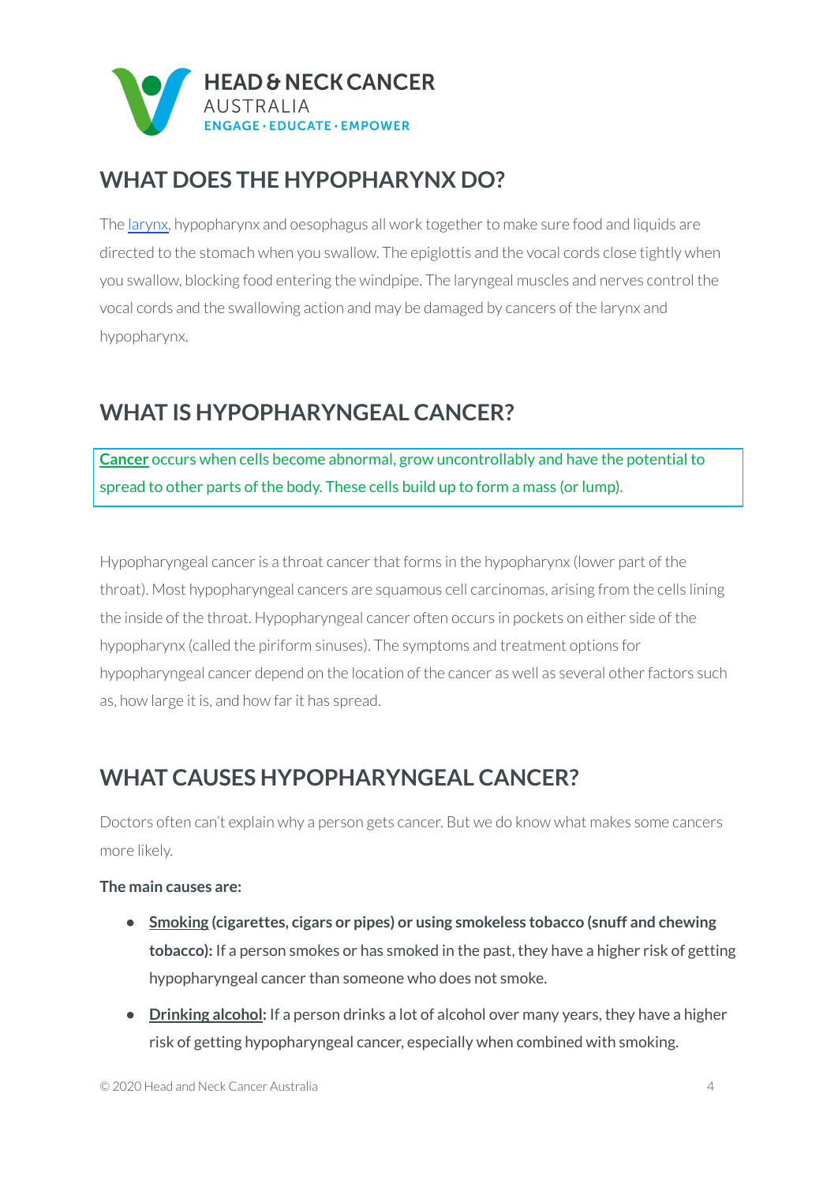## WHAT DOES THE HYPOPHARYNX DO?

The larynx, hypopharynx and oesophagus all work together to make sure food and liquids are directed to the stomach when you swallow. The epiglottis and the vocal cords close tightly when you swallow, blocking food entering the windpipe. The laryngeal muscles and nerves control the vocal cords and the swallowing action and may be damaged by cancers of the larynx and hypopharynx.

## WHAT IS HYPOPHARYNGEAL CANCER?

**Cancer** occurs when cells become abnormal, grow uncontrollably and have the potential to spread to other parts of the body. These cells build up to form a mass (or lump).

Hypopharyngeal cancer is a throat cancer that forms in the hypopharynx (lower part of the throat). Most hypopharyngeal cancers are squamous cell carcinomas, arising from the cells lining the inside of the throat. Hypopharyngeal cancer often occurs in pockets on either side of the hypopharynx (called the piriform sinuses). The symptoms and treatment options for hypopharyngeal cancer depend on the location of the cancer as well as several other factors such as, how large it is, and how far it has spread.

## WHAT CAUSES HYPOPHARYNGEAL CANCER?

Doctors often can't explain why a person gets cancer. But we do know what makes some cancers more likely.

**The main causes are:**

- **Smoking (cigarettes, cigars or pipes) or using smokeless tobacco (snuff and chewing tobacco):** If a person smokes or has smoked in the past, they have a higher risk of getting hypopharyngeal cancer than someone who does not smoke.
- **Drinking alcohol:** If a person drinks a lot of alcohol over many years, they have a higher risk of getting hypopharyngeal cancer, especially when combined with smoking.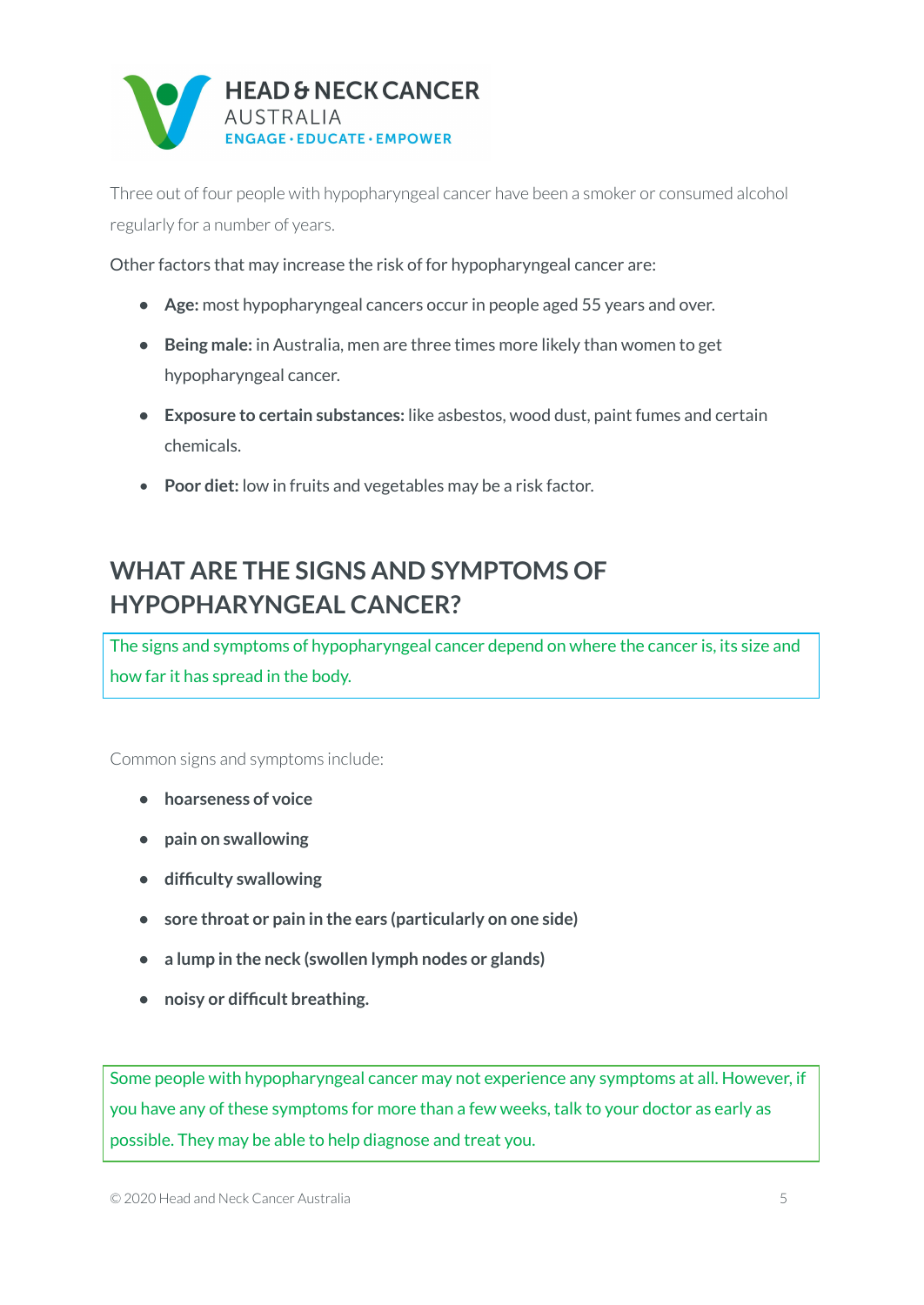Three out of four people with hypopharyngeal cancer have been a smoker or consumed alcohol regularly for a number of years.

Other factors that may increase the risk of for hypopharyngeal cancer are:

- **Age:** most hypopharyngeal cancers occur in people aged 55 years and over.
- **Being male:** in Australia, men are three times more likely than women to get hypopharyngeal cancer.
- **Exposure to certain substances:** like asbestos, wood dust, paint fumes and certain chemicals.
- **Poor diet:** low in fruits and vegetables may be a risk factor.

## WHAT ARE THE SIGNS AND SYMPTOMS OF HYPOPHARYNGEAL CANCER?

The signs and symptoms of hypopharyngeal cancer depend on where the cancer is, its size and how far it has spread in the body.

Common signs and symptoms include:

- **hoarseness of voice**
- **pain on swallowing**
- **difficulty swallowing**
- **sore throat or pain in the ears (particularly on one side)**
- **a lump in the neck (swollen lymph nodes or glands)**
- **noisy or difficult breathing.**

Some people with hypopharyngeal cancer may not experience any symptoms at all. However, if you have any of these symptoms for more than a few weeks, talk to your doctor as early as possible. They may be able to help diagnose and treat you.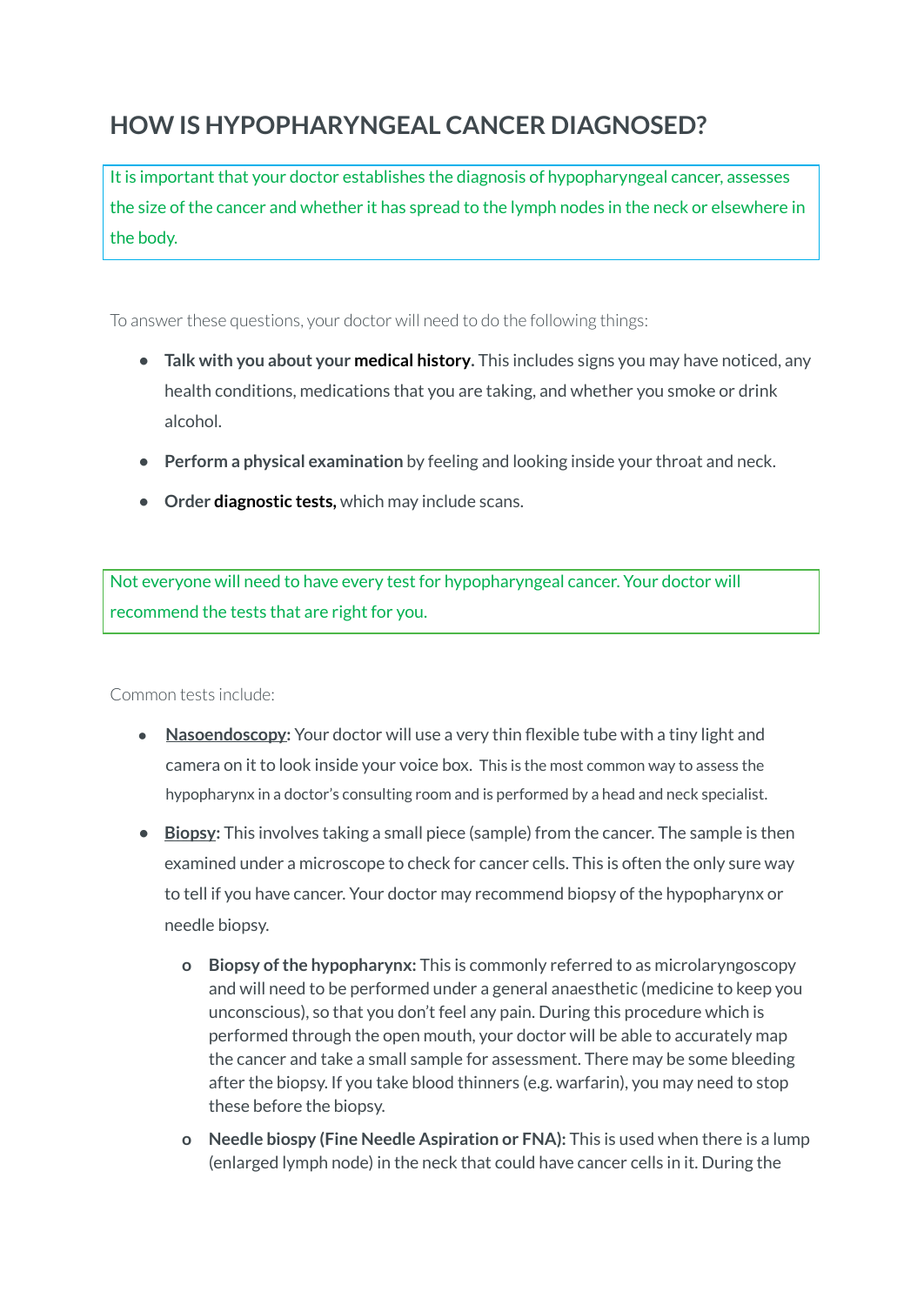# HOW IS HYPOPHARYNGEAL CANCER DIAGNOSED?

It is important that your doctor establishes the diagnosis of hypopharyngeal cancer, assesses the size of the cancer and whether it has spread to the lymph nodes in the neck or elsewhere in the body.

To answer these questions, your doctor will need to do the following things:

- **Talk with you about your medical history.** This includes signs you may have noticed, any health conditions, medications that you are taking, and whether you smoke or drink alcohol.
- **Perform a physical examination** by feeling and looking inside your throat and neck.
- **Order diagnostic tests,** which may include scans.

Not everyone will need to have every test for hypopharyngeal cancer. Your doctor will recommend the tests that are right for you.

Common tests include:

- **Nasoendoscopy:** Your doctor will use a very thin flexible tube with a tiny light and camera on it to look inside your voice box. This is the most common way to assess the hypopharynx in a doctor's consulting room and is performed by a head and neck specialist.
- **Biopsy:** This involves taking a small piece (sample) from the cancer. The sample is then examined under a microscope to check for cancer cells. This is often the only sure way to tell if you have cancer. Your doctor may recommend biopsy of the hypopharynx or needle biopsy.
  - **Biopsy of the hypopharynx:** This is commonly referred to as microlaryngoscopy and will need to be performed under a general anaesthetic (medicine to keep you unconscious), so that you don't feel any pain. During this procedure which is performed through the open mouth, your doctor will be able to accurately map the cancer and take a small sample for assessment. There may be some bleeding after the biopsy. If you take blood thinners (e.g. warfarin), you may need to stop these before the biopsy.
  - **Needle biopsy (Fine Needle Aspiration or FNA):** This is used when there is a lump (enlarged lymph node) in the neck that could have cancer cells in it. During the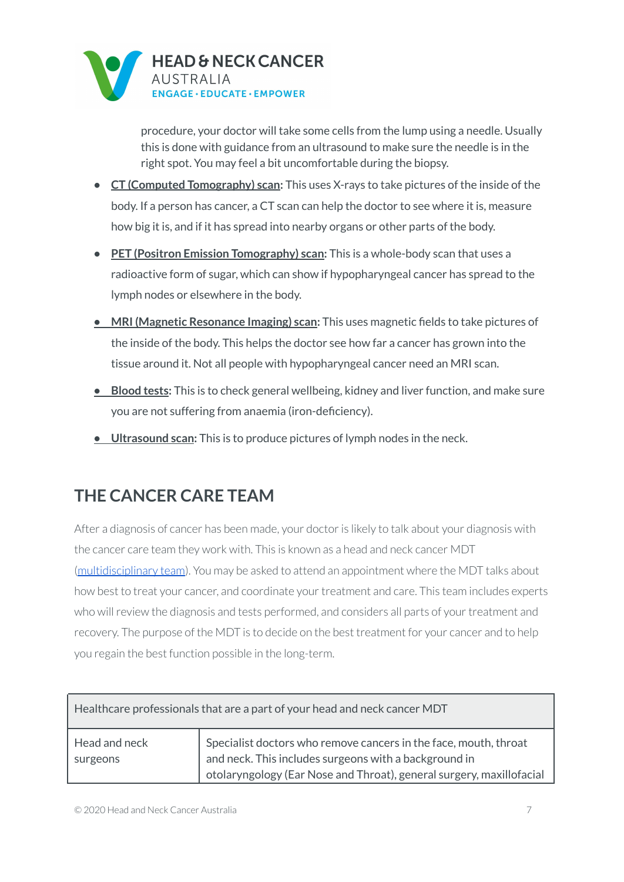procedure, your doctor will take some cells from the lump using a needle. Usually this is done with guidance from an ultrasound to make sure the needle is in the right spot. You may feel a bit uncomfortable during the biopsy.

- **CT (Computed Tomography) scan:** This uses X-rays to take pictures of the inside of the body. If a person has cancer, a CT scan can help the doctor to see where it is, measure how big it is, and if it has spread into nearby organs or other parts of the body.
- **PET (Positron Emission Tomography) scan:** This is a whole-body scan that uses a radioactive form of sugar, which can show if hypopharyngeal cancer has spread to the lymph nodes or elsewhere in the body.
- **MRI (Magnetic Resonance Imaging) scan:** This uses magnetic fields to take pictures of the inside of the body. This helps the doctor see how far a cancer has grown into the tissue around it. Not all people with hypopharyngeal cancer need an MRI scan.
- **Blood tests:** This is to check general wellbeing, kidney and liver function, and make sure you are not suffering from anaemia (iron-deficiency).
- **Ultrasound scan:** This is to produce pictures of lymph nodes in the neck.

## THE CANCER CARE TEAM

After a diagnosis of cancer has been made, your doctor is likely to talk about your diagnosis with the cancer care team they work with. This is known as a head and neck cancer MDT (multidisciplinary team). You may be asked to attend an appointment where the MDT talks about how best to treat your cancer, and coordinate your treatment and care. This team includes experts who will review the diagnosis and tests performed, and considers all parts of your treatment and recovery. The purpose of the MDT is to decide on the best treatment for your cancer and to help you regain the best function possible in the long-term.

| Healthcare professionals that are a part of your head and neck cancer MDT | |
|---|---|
| Head and neck surgeons | Specialist doctors who remove cancers in the face, mouth, throat and neck. This includes surgeons with a background in otolaryngology (Ear Nose and Throat), general surgery, maxillofacial |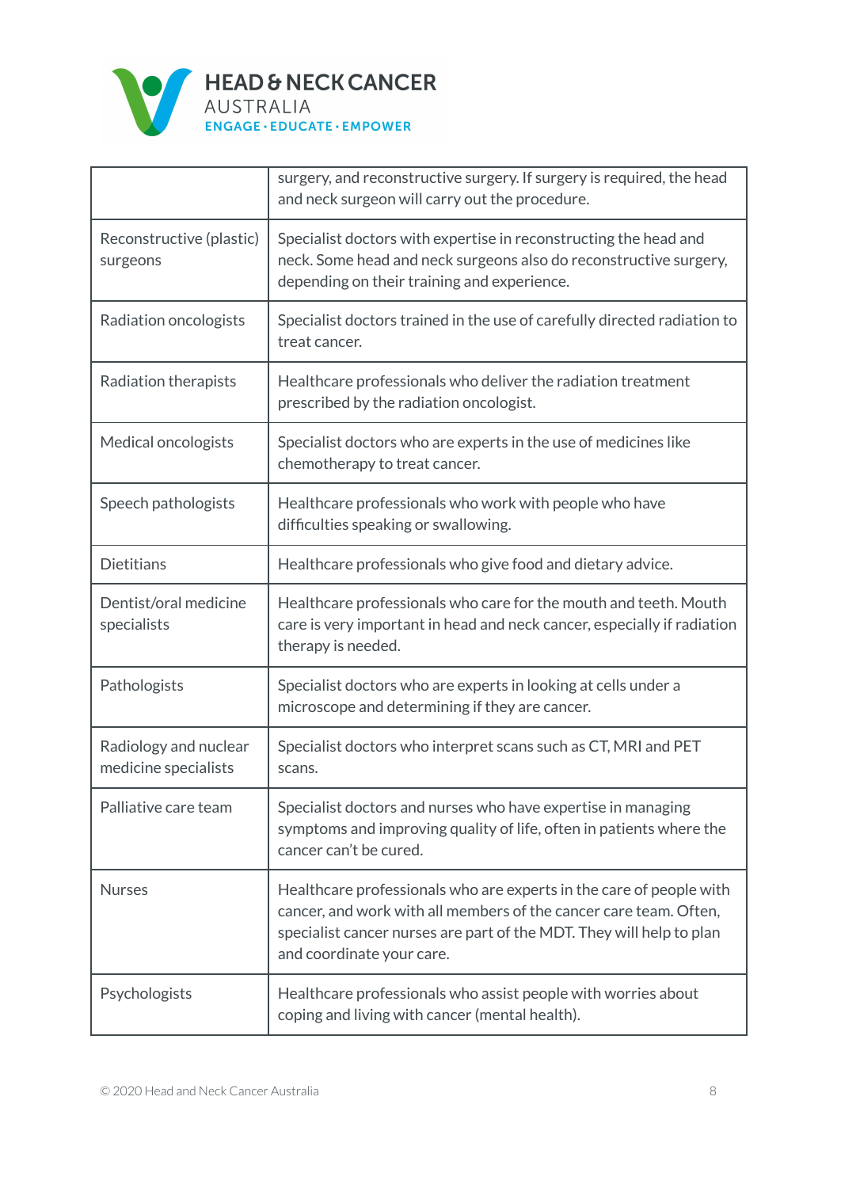| | |
|---|---|
| | surgery, and reconstructive surgery. If surgery is required, the head and neck surgeon will carry out the procedure. |
| Reconstructive (plastic) surgeons | Specialist doctors with expertise in reconstructing the head and neck. Some head and neck surgeons also do reconstructive surgery, depending on their training and experience. |
| Radiation oncologists | Specialist doctors trained in the use of carefully directed radiation to treat cancer. |
| Radiation therapists | Healthcare professionals who deliver the radiation treatment prescribed by the radiation oncologist. |
| Medical oncologists | Specialist doctors who are experts in the use of medicines like chemotherapy to treat cancer. |
| Speech pathologists | Healthcare professionals who work with people who have difficulties speaking or swallowing. |
| Dietitians | Healthcare professionals who give food and dietary advice. |
| Dentist/oral medicine specialists | Healthcare professionals who care for the mouth and teeth. Mouth care is very important in head and neck cancer, especially if radiation therapy is needed. |
| Pathologists | Specialist doctors who are experts in looking at cells under a microscope and determining if they are cancer. |
| Radiology and nuclear medicine specialists | Specialist doctors who interpret scans such as CT, MRI and PET scans. |
| Palliative care team | Specialist doctors and nurses who have expertise in managing symptoms and improving quality of life, often in patients where the cancer can't be cured. |
| Nurses | Healthcare professionals who are experts in the care of people with cancer, and work with all members of the cancer care team. Often, specialist cancer nurses are part of the MDT. They will help to plan and coordinate your care. |
| Psychologists | Healthcare professionals who assist people with worries about coping and living with cancer (mental health). |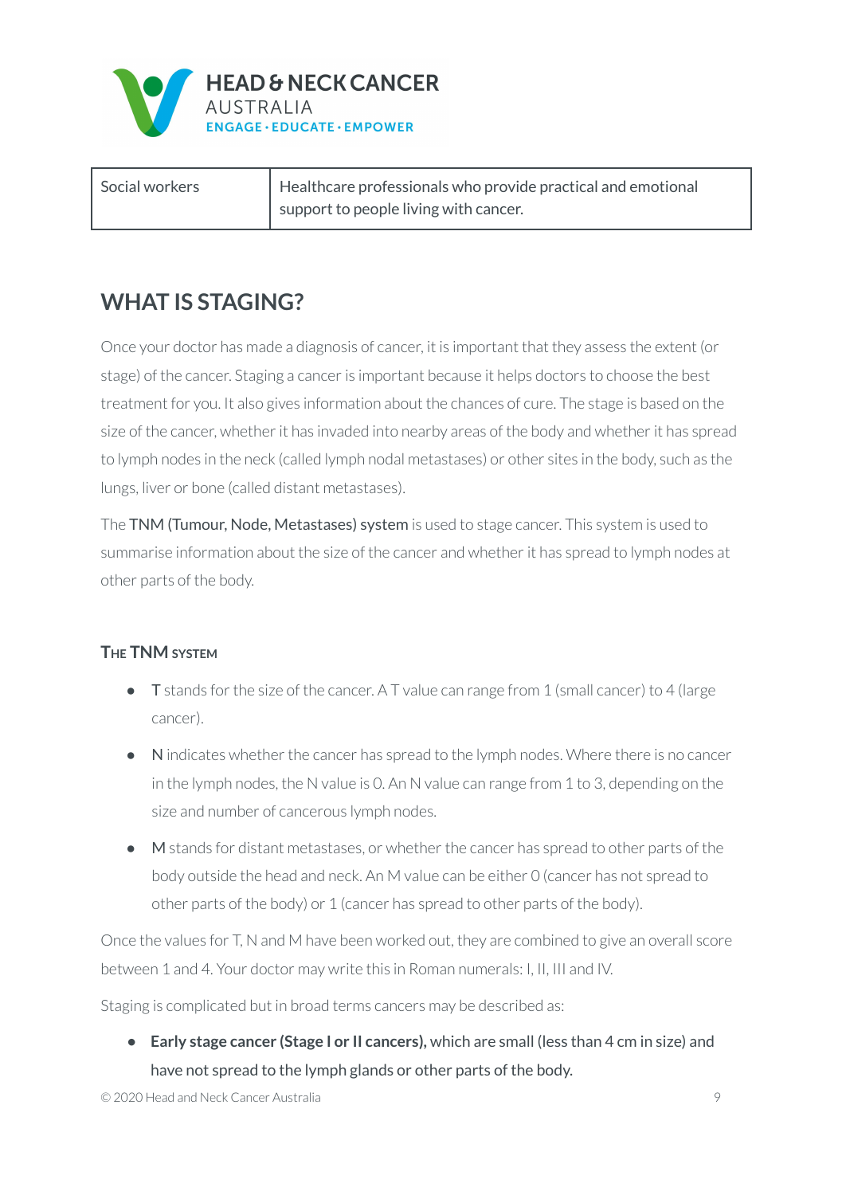| Social workers | Healthcare professionals who provide practical and emotional support to people living with cancer. |
|---|---|

## WHAT IS STAGING?

Once your doctor has made a diagnosis of cancer, it is important that they assess the extent (or stage) of the cancer. Staging a cancer is important because it helps doctors to choose the best treatment for you. It also gives information about the chances of cure. The stage is based on the size of the cancer, whether it has invaded into nearby areas of the body and whether it has spread to lymph nodes in the neck (called lymph nodal metastases) or other sites in the body, such as the lungs, liver or bone (called distant metastases).

The TNM (Tumour, Node, Metastases) system is used to stage cancer. This system is used to summarise information about the size of the cancer and whether it has spread to lymph nodes at other parts of the body.

### The TNM system

- T stands for the size of the cancer. A T value can range from 1 (small cancer) to 4 (large cancer).
- N indicates whether the cancer has spread to the lymph nodes. Where there is no cancer in the lymph nodes, the N value is 0. An N value can range from 1 to 3, depending on the size and number of cancerous lymph nodes.
- M stands for distant metastases, or whether the cancer has spread to other parts of the body outside the head and neck. An M value can be either 0 (cancer has not spread to other parts of the body) or 1 (cancer has spread to other parts of the body).

Once the values for T, N and M have been worked out, they are combined to give an overall score between 1 and 4. Your doctor may write this in Roman numerals: I, II, III and IV.

Staging is complicated but in broad terms cancers may be described as:

- **Early stage cancer (Stage I or II cancers),** which are small (less than 4 cm in size) and have not spread to the lymph glands or other parts of the body.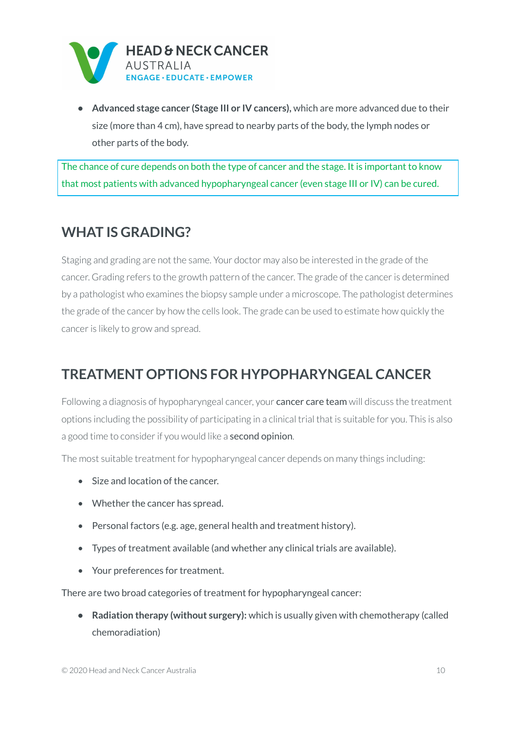- **Advanced stage cancer (Stage III or IV cancers),** which are more advanced due to their size (more than 4 cm), have spread to nearby parts of the body, the lymph nodes or other parts of the body.

The chance of cure depends on both the type of cancer and the stage. It is important to know that most patients with advanced hypopharyngeal cancer (even stage III or IV) can be cured.

## WHAT IS GRADING?

Staging and grading are not the same. Your doctor may also be interested in the grade of the cancer. Grading refers to the growth pattern of the cancer. The grade of the cancer is determined by a pathologist who examines the biopsy sample under a microscope. The pathologist determines the grade of the cancer by how the cells look. The grade can be used to estimate how quickly the cancer is likely to grow and spread.

## TREATMENT OPTIONS FOR HYPOPHARYNGEAL CANCER

Following a diagnosis of hypopharyngeal cancer, your cancer care team will discuss the treatment options including the possibility of participating in a clinical trial that is suitable for you. This is also a good time to consider if you would like a second opinion.

The most suitable treatment for hypopharyngeal cancer depends on many things including:

- Size and location of the cancer.
- Whether the cancer has spread.
- Personal factors (e.g. age, general health and treatment history).
- Types of treatment available (and whether any clinical trials are available).
- Your preferences for treatment.

There are two broad categories of treatment for hypopharyngeal cancer:

- **Radiation therapy (without surgery):** which is usually given with chemotherapy (called chemoradiation)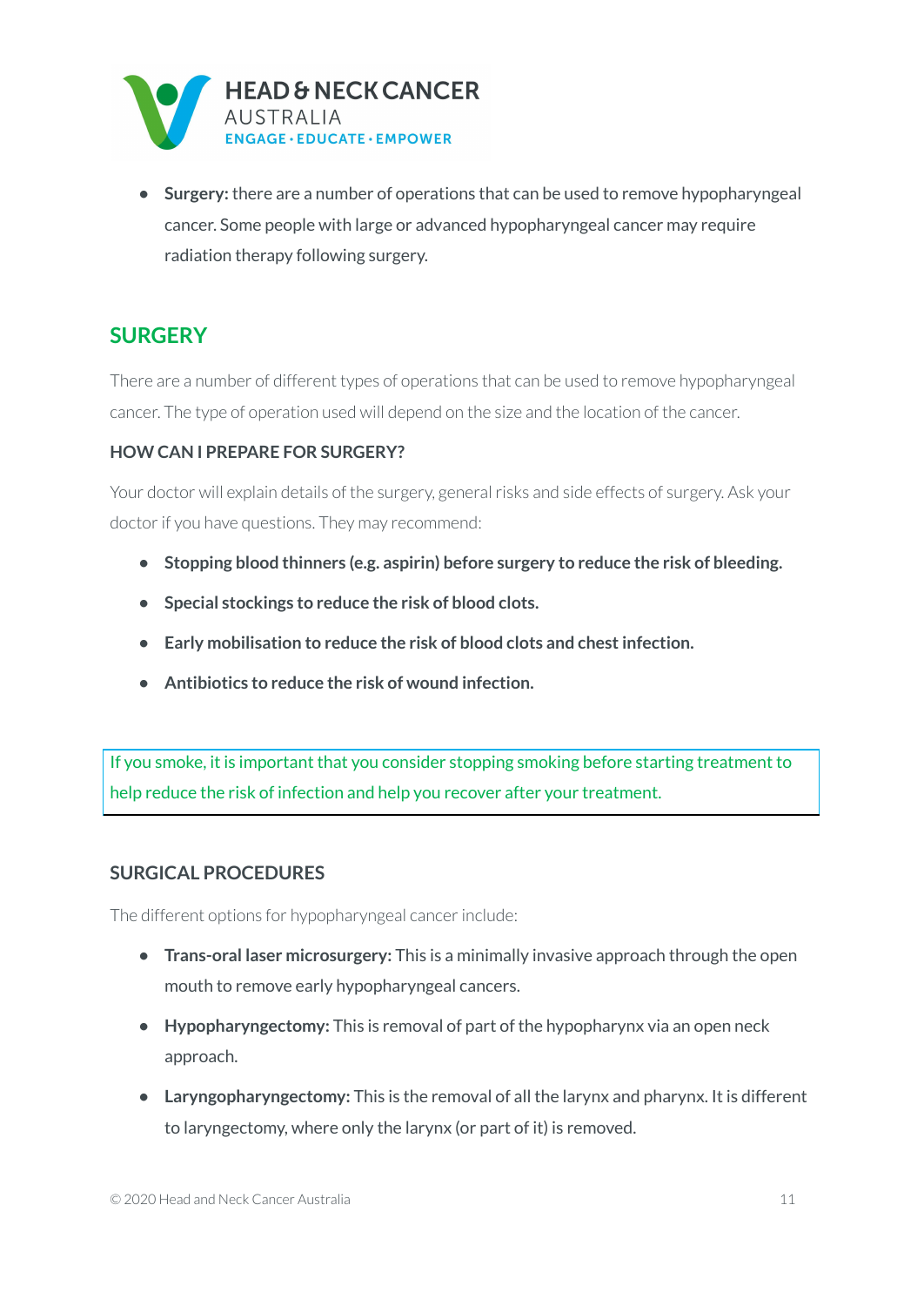- **Surgery:** there are a number of operations that can be used to remove hypopharyngeal cancer. Some people with large or advanced hypopharyngeal cancer may require radiation therapy following surgery.

## SURGERY

There are a number of different types of operations that can be used to remove hypopharyngeal cancer. The type of operation used will depend on the size and the location of the cancer.

### HOW CAN I PREPARE FOR SURGERY?

Your doctor will explain details of the surgery, general risks and side effects of surgery. Ask your doctor if you have questions. They may recommend:

- **Stopping blood thinners (e.g. aspirin) before surgery to reduce the risk of bleeding.**
- **Special stockings to reduce the risk of blood clots.**
- **Early mobilisation to reduce the risk of blood clots and chest infection.**
- **Antibiotics to reduce the risk of wound infection.**

> If you smoke, it is important that you consider stopping smoking before starting treatment to help reduce the risk of infection and help you recover after your treatment.

### SURGICAL PROCEDURES

The different options for hypopharyngeal cancer include:

- **Trans-oral laser microsurgery:** This is a minimally invasive approach through the open mouth to remove early hypopharyngeal cancers.
- **Hypopharyngectomy:** This is removal of part of the hypopharynx via an open neck approach.
- **Laryngopharyngectomy:** This is the removal of all the larynx and pharynx. It is different to laryngectomy, where only the larynx (or part of it) is removed.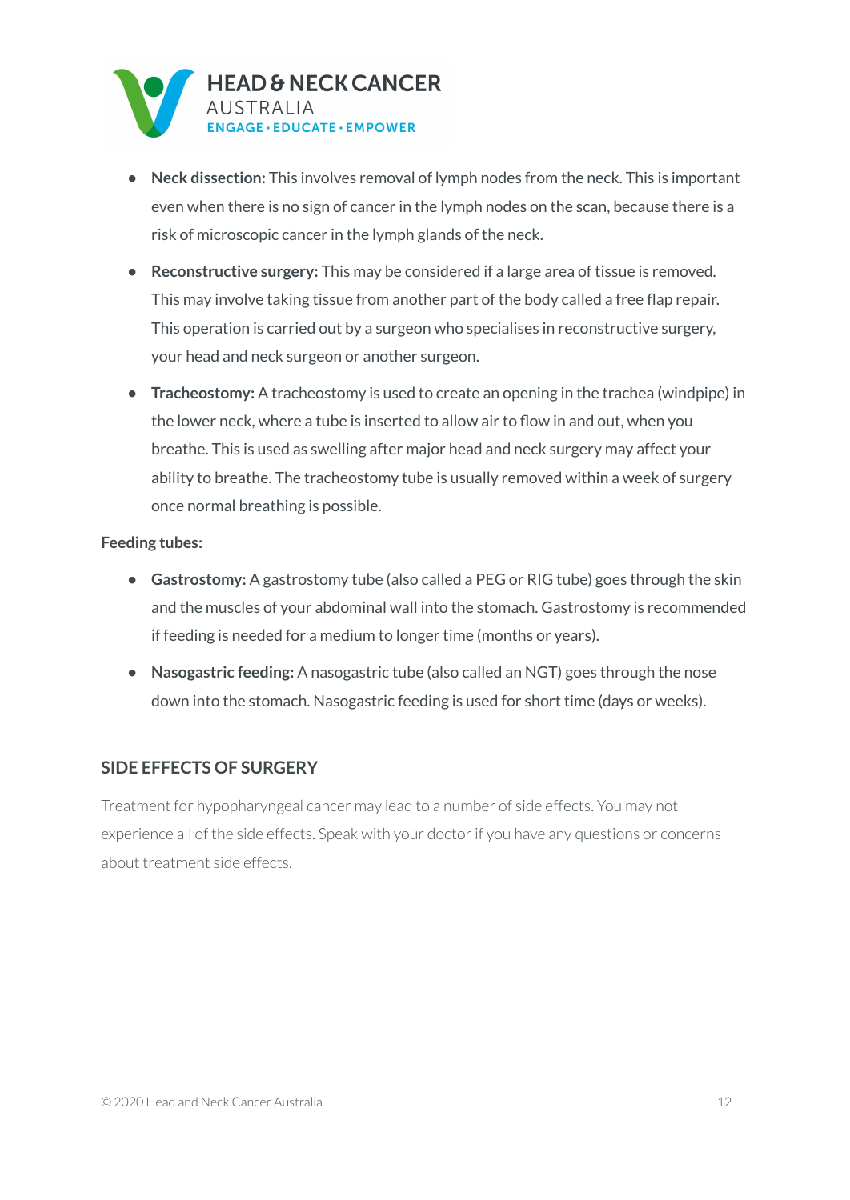- **Neck dissection:** This involves removal of lymph nodes from the neck. This is important even when there is no sign of cancer in the lymph nodes on the scan, because there is a risk of microscopic cancer in the lymph glands of the neck.
- **Reconstructive surgery:** This may be considered if a large area of tissue is removed. This may involve taking tissue from another part of the body called a free flap repair. This operation is carried out by a surgeon who specialises in reconstructive surgery, your head and neck surgeon or another surgeon.
- **Tracheostomy:** A tracheostomy is used to create an opening in the trachea (windpipe) in the lower neck, where a tube is inserted to allow air to flow in and out, when you breathe. This is used as swelling after major head and neck surgery may affect your ability to breathe. The tracheostomy tube is usually removed within a week of surgery once normal breathing is possible.

**Feeding tubes:**

- **Gastrostomy:** A gastrostomy tube (also called a PEG or RIG tube) goes through the skin and the muscles of your abdominal wall into the stomach. Gastrostomy is recommended if feeding is needed for a medium to longer time (months or years).
- **Nasogastric feeding:** A nasogastric tube (also called an NGT) goes through the nose down into the stomach. Nasogastric feeding is used for short time (days or weeks).

## SIDE EFFECTS OF SURGERY

Treatment for hypopharyngeal cancer may lead to a number of side effects. You may not experience all of the side effects. Speak with your doctor if you have any questions or concerns about treatment side effects.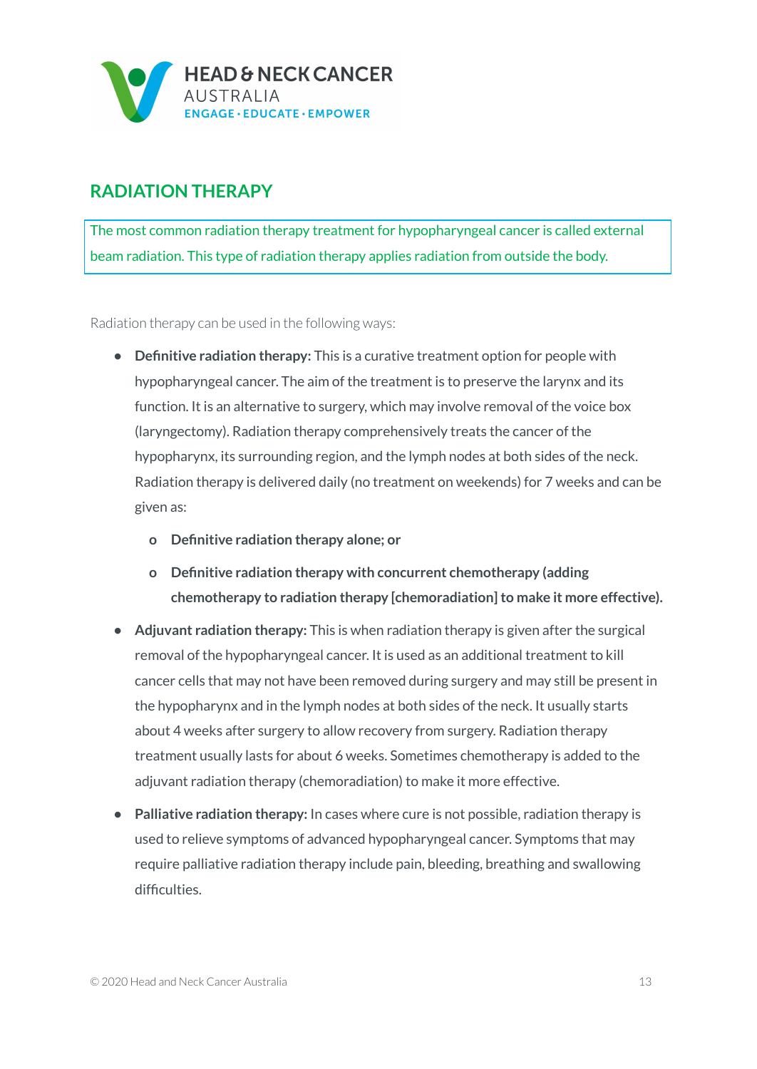## RADIATION THERAPY

The most common radiation therapy treatment for hypopharyngeal cancer is called external beam radiation. This type of radiation therapy applies radiation from outside the body.

Radiation therapy can be used in the following ways:

- **Definitive radiation therapy:** This is a curative treatment option for people with hypopharyngeal cancer. The aim of the treatment is to preserve the larynx and its function. It is an alternative to surgery, which may involve removal of the voice box (laryngectomy). Radiation therapy comprehensively treats the cancer of the hypopharynx, its surrounding region, and the lymph nodes at both sides of the neck. Radiation therapy is delivered daily (no treatment on weekends) for 7 weeks and can be given as:
  - **Definitive radiation therapy alone; or**
  - **Definitive radiation therapy with concurrent chemotherapy (adding chemotherapy to radiation therapy [chemoradiation] to make it more effective).**
- **Adjuvant radiation therapy:** This is when radiation therapy is given after the surgical removal of the hypopharyngeal cancer. It is used as an additional treatment to kill cancer cells that may not have been removed during surgery and may still be present in the hypopharynx and in the lymph nodes at both sides of the neck. It usually starts about 4 weeks after surgery to allow recovery from surgery. Radiation therapy treatment usually lasts for about 6 weeks. Sometimes chemotherapy is added to the adjuvant radiation therapy (chemoradiation) to make it more effective.
- **Palliative radiation therapy:** In cases where cure is not possible, radiation therapy is used to relieve symptoms of advanced hypopharyngeal cancer. Symptoms that may require palliative radiation therapy include pain, bleeding, breathing and swallowing difficulties.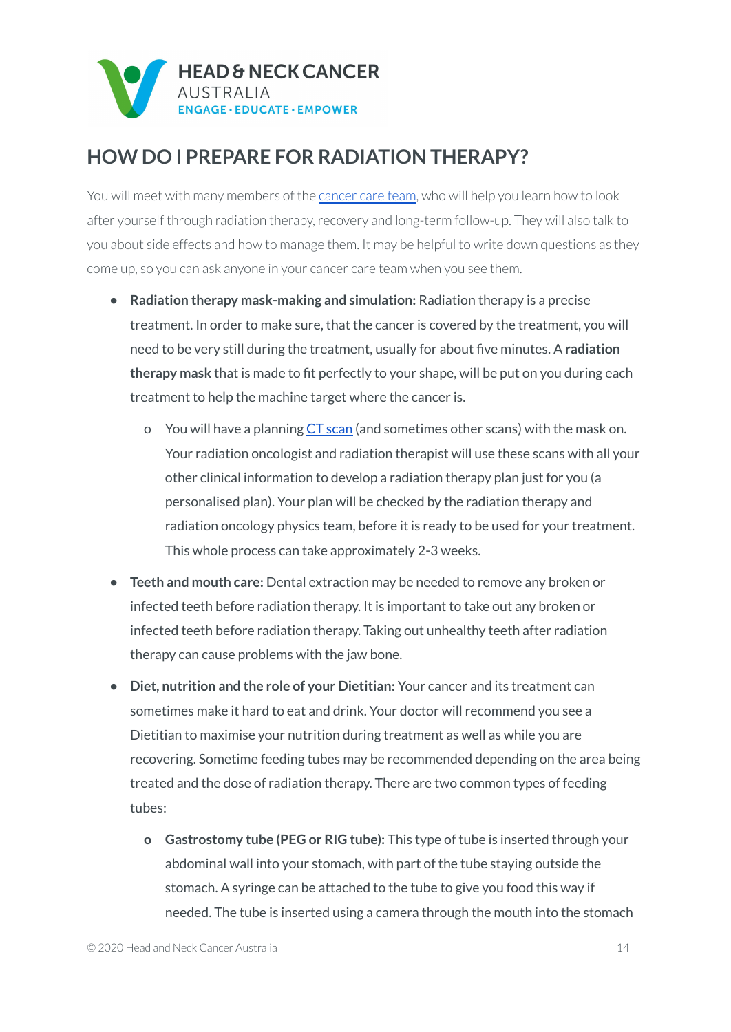# HOW DO I PREPARE FOR RADIATION THERAPY?

You will meet with many members of the [cancer care team](), who will help you learn how to look after yourself through radiation therapy, recovery and long-term follow-up. They will also talk to you about side effects and how to manage them. It may be helpful to write down questions as they come up, so you can ask anyone in your cancer care team when you see them.

- **Radiation therapy mask-making and simulation:** Radiation therapy is a precise treatment. In order to make sure, that the cancer is covered by the treatment, you will need to be very still during the treatment, usually for about five minutes. A **radiation therapy mask** that is made to fit perfectly to your shape, will be put on you during each treatment to help the machine target where the cancer is.
    - You will have a planning [CT scan]() (and sometimes other scans) with the mask on. Your radiation oncologist and radiation therapist will use these scans with all your other clinical information to develop a radiation therapy plan just for you (a personalised plan). Your plan will be checked by the radiation therapy and radiation oncology physics team, before it is ready to be used for your treatment. This whole process can take approximately 2-3 weeks.
- **Teeth and mouth care:** Dental extraction may be needed to remove any broken or infected teeth before radiation therapy. It is important to take out any broken or infected teeth before radiation therapy. Taking out unhealthy teeth after radiation therapy can cause problems with the jaw bone.
- **Diet, nutrition and the role of your Dietitian:** Your cancer and its treatment can sometimes make it hard to eat and drink. Your doctor will recommend you see a Dietitian to maximise your nutrition during treatment as well as while you are recovering. Sometime feeding tubes may be recommended depending on the area being treated and the dose of radiation therapy. There are two common types of feeding tubes:
    - **Gastrostomy tube (PEG or RIG tube):** This type of tube is inserted through your abdominal wall into your stomach, with part of the tube staying outside the stomach. A syringe can be attached to the tube to give you food this way if needed. The tube is inserted using a camera through the mouth into the stomach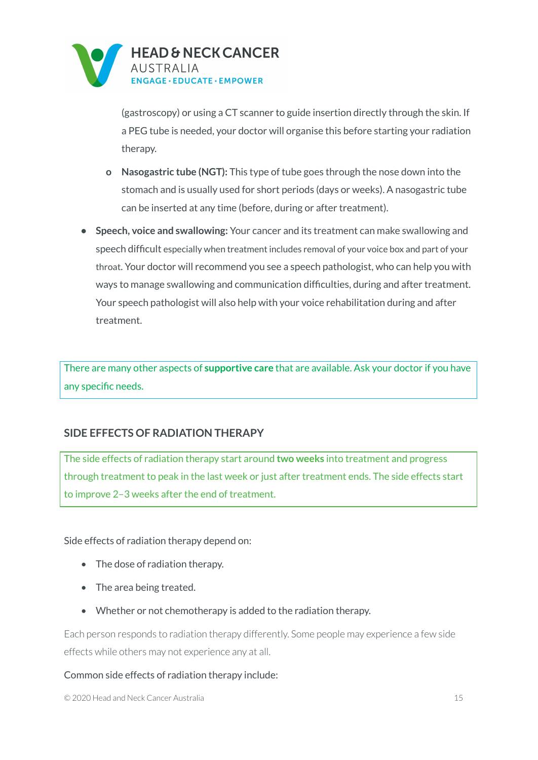(gastroscopy) or using a CT scanner to guide insertion directly through the skin. If a PEG tube is needed, your doctor will organise this before starting your radiation therapy.

  - **Nasogastric tube (NGT):** This type of tube goes through the nose down into the stomach and is usually used for short periods (days or weeks). A nasogastric tube can be inserted at any time (before, during or after treatment).

- **Speech, voice and swallowing:** Your cancer and its treatment can make swallowing and speech difficult especially when treatment includes removal of your voice box and part of your throat. Your doctor will recommend you see a speech pathologist, who can help you with ways to manage swallowing and communication difficulties, during and after treatment. Your speech pathologist will also help with your voice rehabilitation during and after treatment.

There are many other aspects of **supportive care** that are available. Ask your doctor if you have any specific needs.

## SIDE EFFECTS OF RADIATION THERAPY

The side effects of radiation therapy start around **two weeks** into treatment and progress through treatment to peak in the last week or just after treatment ends. The side effects start to improve 2–3 weeks after the end of treatment.

Side effects of radiation therapy depend on:

- The dose of radiation therapy.
- The area being treated.
- Whether or not chemotherapy is added to the radiation therapy.

Each person responds to radiation therapy differently. Some people may experience a few side effects while others may not experience any at all.

Common side effects of radiation therapy include: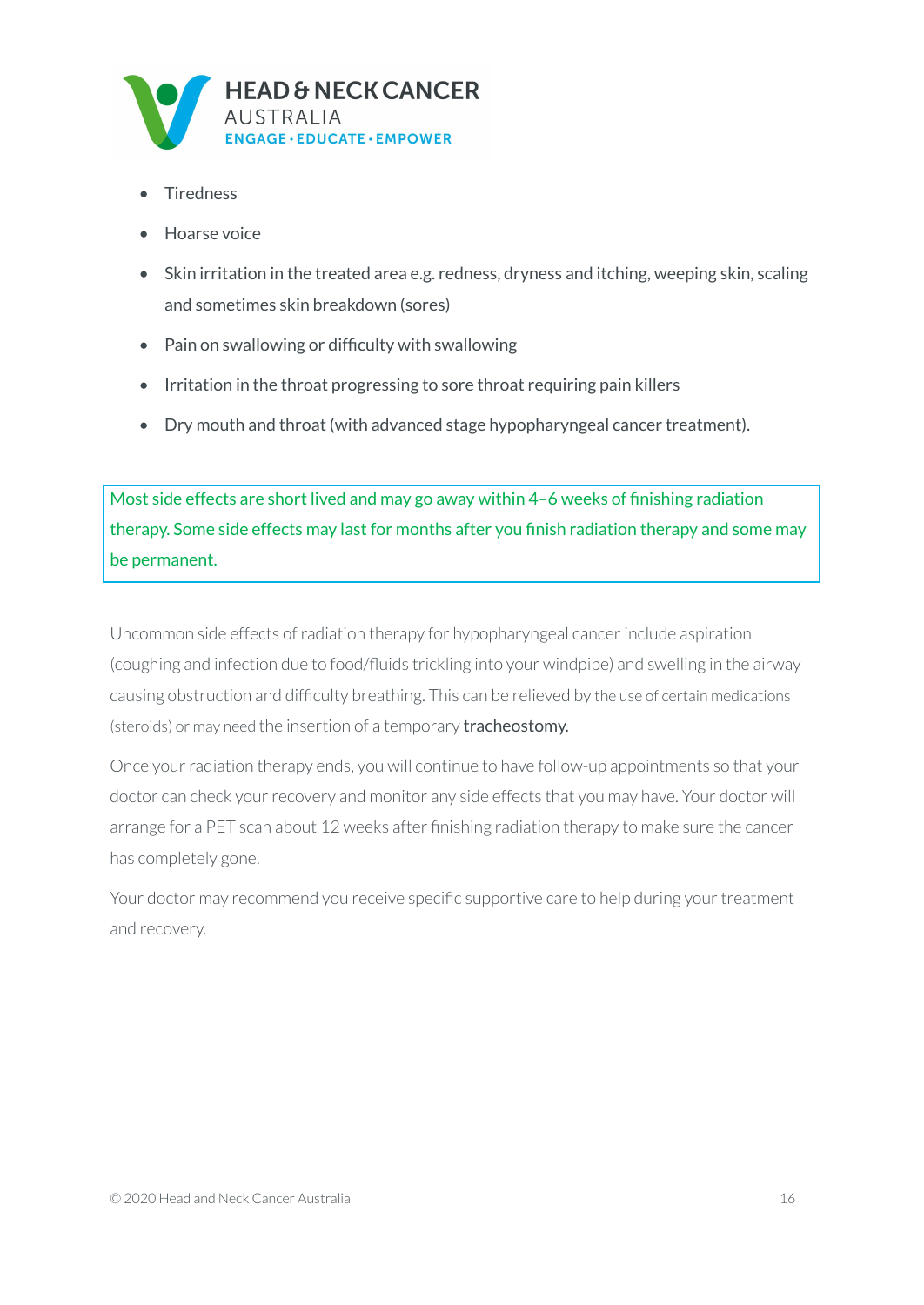- Tiredness
- Hoarse voice
- Skin irritation in the treated area e.g. redness, dryness and itching, weeping skin, scaling and sometimes skin breakdown (sores)
- Pain on swallowing or difficulty with swallowing
- Irritation in the throat progressing to sore throat requiring pain killers
- Dry mouth and throat (with advanced stage hypopharyngeal cancer treatment).

> Most side effects are short lived and may go away within 4–6 weeks of finishing radiation therapy. Some side effects may last for months after you finish radiation therapy and some may be permanent.

Uncommon side effects of radiation therapy for hypopharyngeal cancer include aspiration (coughing and infection due to food/fluids trickling into your windpipe) and swelling in the airway causing obstruction and difficulty breathing. This can be relieved by the use of certain medications (steroids) or may need the insertion of a temporary **tracheostomy.**

Once your radiation therapy ends, you will continue to have follow-up appointments so that your doctor can check your recovery and monitor any side effects that you may have. Your doctor will arrange for a PET scan about 12 weeks after finishing radiation therapy to make sure the cancer has completely gone.

Your doctor may recommend you receive specific supportive care to help during your treatment and recovery.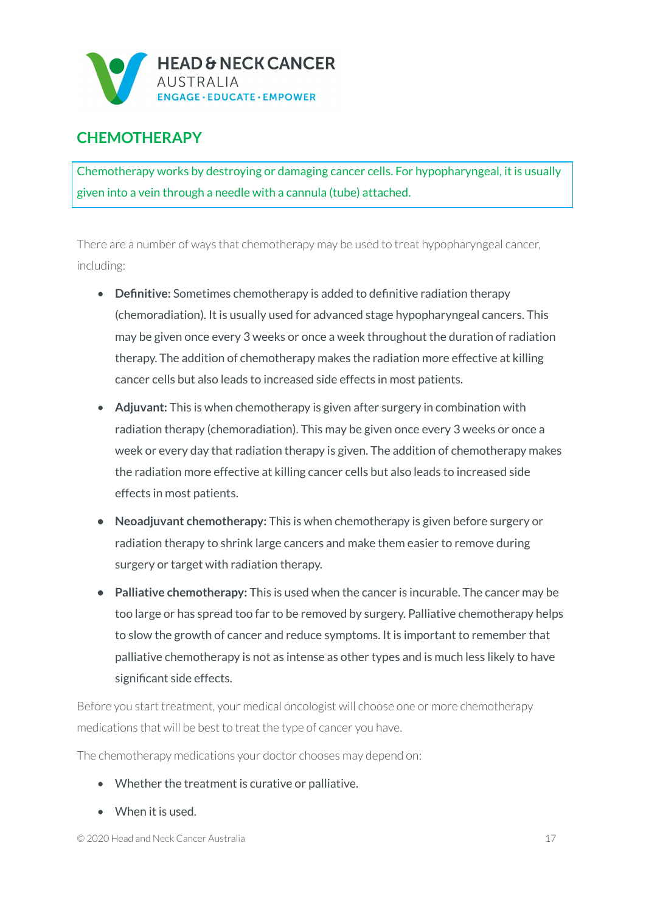## CHEMOTHERAPY

Chemotherapy works by destroying or damaging cancer cells. For hypopharyngeal, it is usually given into a vein through a needle with a cannula (tube) attached.

There are a number of ways that chemotherapy may be used to treat hypopharyngeal cancer, including:

- **Definitive:** Sometimes chemotherapy is added to definitive radiation therapy (chemoradiation). It is usually used for advanced stage hypopharyngeal cancers. This may be given once every 3 weeks or once a week throughout the duration of radiation therapy. The addition of chemotherapy makes the radiation more effective at killing cancer cells but also leads to increased side effects in most patients.
- **Adjuvant:** This is when chemotherapy is given after surgery in combination with radiation therapy (chemoradiation). This may be given once every 3 weeks or once a week or every day that radiation therapy is given. The addition of chemotherapy makes the radiation more effective at killing cancer cells but also leads to increased side effects in most patients.
- **Neoadjuvant chemotherapy:** This is when chemotherapy is given before surgery or radiation therapy to shrink large cancers and make them easier to remove during surgery or target with radiation therapy.
- **Palliative chemotherapy:** This is used when the cancer is incurable. The cancer may be too large or has spread too far to be removed by surgery. Palliative chemotherapy helps to slow the growth of cancer and reduce symptoms. It is important to remember that palliative chemotherapy is not as intense as other types and is much less likely to have significant side effects.

Before you start treatment, your medical oncologist will choose one or more chemotherapy medications that will be best to treat the type of cancer you have.

The chemotherapy medications your doctor chooses may depend on:

- Whether the treatment is curative or palliative.
- When it is used.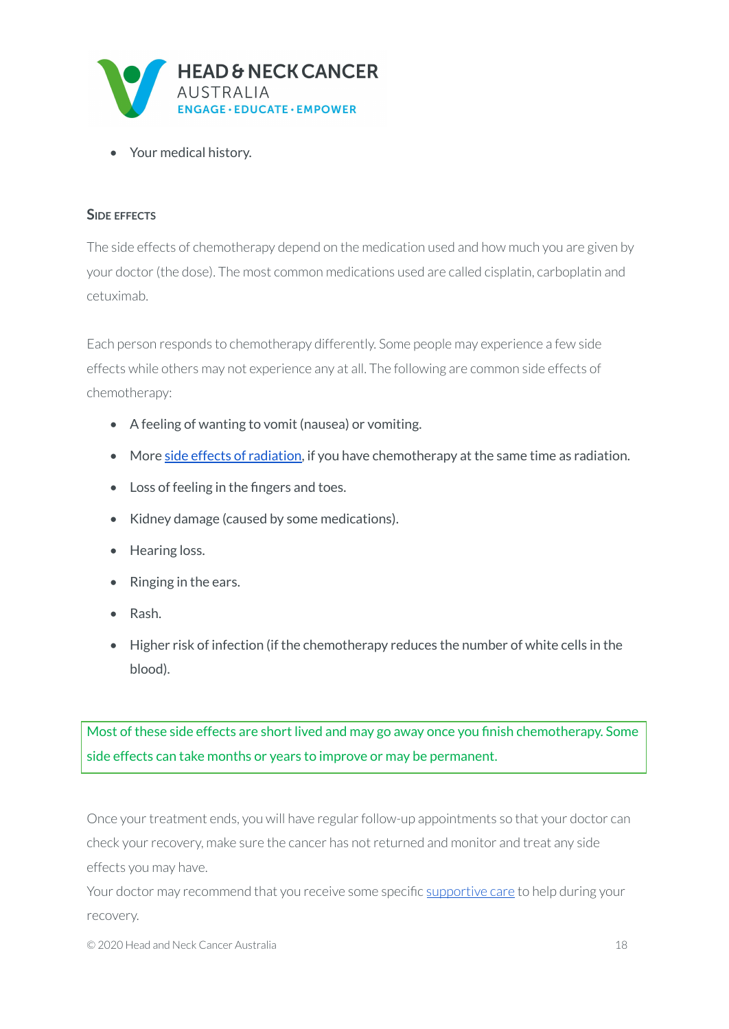- Your medical history.

### Side effects

The side effects of chemotherapy depend on the medication used and how much you are given by your doctor (the dose). The most common medications used are called cisplatin, carboplatin and cetuximab.

Each person responds to chemotherapy differently. Some people may experience a few side effects while others may not experience any at all. The following are common side effects of chemotherapy:

- A feeling of wanting to vomit (nausea) or vomiting.
- More side effects of radiation, if you have chemotherapy at the same time as radiation.
- Loss of feeling in the fingers and toes.
- Kidney damage (caused by some medications).
- Hearing loss.
- Ringing in the ears.
- Rash.
- Higher risk of infection (if the chemotherapy reduces the number of white cells in the blood).

Most of these side effects are short lived and may go away once you finish chemotherapy. Some side effects can take months or years to improve or may be permanent.

Once your treatment ends, you will have regular follow-up appointments so that your doctor can check your recovery, make sure the cancer has not returned and monitor and treat any side effects you may have.
Your doctor may recommend that you receive some specific supportive care to help during your recovery.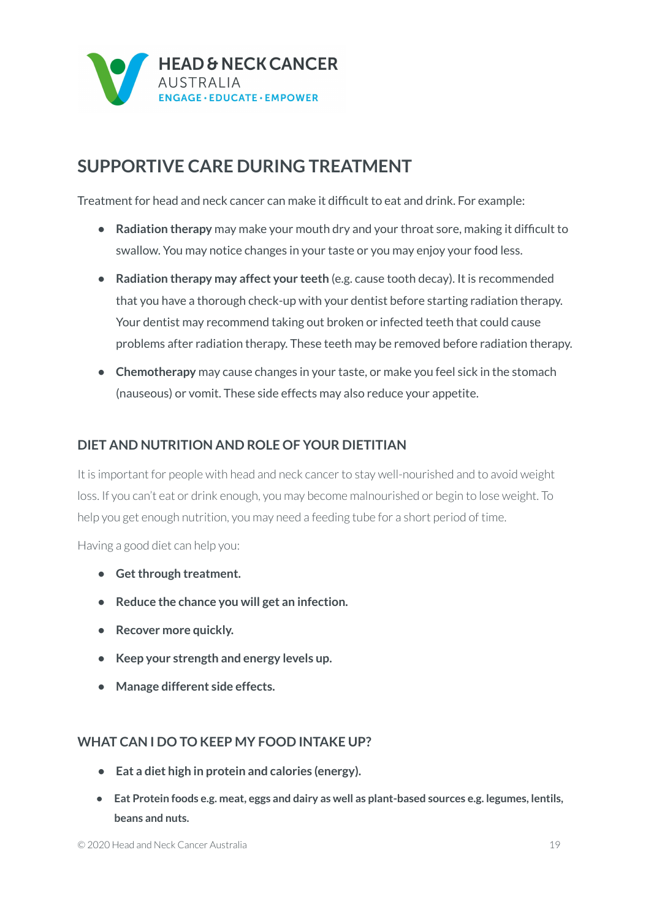HEAD & NECK CANCER
AUSTRALIA
ENGAGE · EDUCATE · EMPOWER

# SUPPORTIVE CARE DURING TREATMENT

Treatment for head and neck cancer can make it difficult to eat and drink. For example:

- **Radiation therapy** may make your mouth dry and your throat sore, making it difficult to swallow. You may notice changes in your taste or you may enjoy your food less.
- **Radiation therapy may affect your teeth** (e.g. cause tooth decay). It is recommended that you have a thorough check-up with your dentist before starting radiation therapy. Your dentist may recommend taking out broken or infected teeth that could cause problems after radiation therapy. These teeth may be removed before radiation therapy.
- **Chemotherapy** may cause changes in your taste, or make you feel sick in the stomach (nauseous) or vomit. These side effects may also reduce your appetite.

## DIET AND NUTRITION AND ROLE OF YOUR DIETITIAN

It is important for people with head and neck cancer to stay well-nourished and to avoid weight loss. If you can't eat or drink enough, you may become malnourished or begin to lose weight. To help you get enough nutrition, you may need a feeding tube for a short period of time.

Having a good diet can help you:

- **Get through treatment.**
- **Reduce the chance you will get an infection.**
- **Recover more quickly.**
- **Keep your strength and energy levels up.**
- **Manage different side effects.**

## WHAT CAN I DO TO KEEP MY FOOD INTAKE UP?

- **Eat a diet high in protein and calories (energy).**
- **Eat Protein foods e.g. meat, eggs and dairy as well as plant-based sources e.g. legumes, lentils, beans and nuts.**

© 2020 Head and Neck Cancer Australia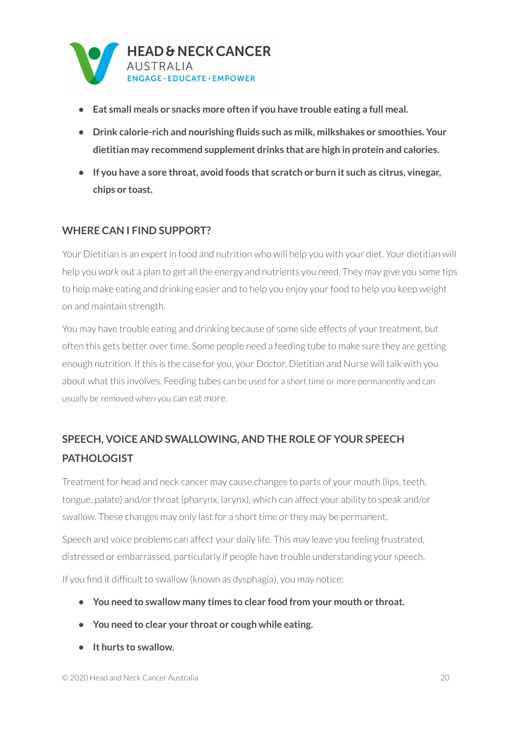- **Eat small meals or snacks more often if you have trouble eating a full meal.**
- **Drink calorie-rich and nourishing fluids such as milk, milkshakes or smoothies. Your dietitian may recommend supplement drinks that are high in protein and calories.**
- **If you have a sore throat, avoid foods that scratch or burn it such as citrus, vinegar, chips or toast.**

## WHERE CAN I FIND SUPPORT?

Your Dietitian is an expert in food and nutrition who will help you with your diet. Your dietitian will help you work out a plan to get all the energy and nutrients you need. They may give you some tips to help make eating and drinking easier and to help you enjoy your food to help you keep weight on and maintain strength.

You may have trouble eating and drinking because of some side effects of your treatment, but often this gets better over time. Some people need a feeding tube to make sure they are getting enough nutrition. If this is the case for you, your Doctor, Dietitian and Nurse will talk with you about what this involves. Feeding tubes can be used for a short time or more permanently and can usually be removed when you can eat more.

## SPEECH, VOICE AND SWALLOWING, AND THE ROLE OF YOUR SPEECH PATHOLOGIST

Treatment for head and neck cancer may cause changes to parts of your mouth (lips, teeth, tongue, palate) and/or throat (pharynx, larynx), which can affect your ability to speak and/or swallow. These changes may only last for a short time or they may be permanent.

Speech and voice problems can affect your daily life. This may leave you feeling frustrated, distressed or embarrassed, particularly if people have trouble understanding your speech.

If you find it difficult to swallow (known as dysphagia), you may notice:

- **You need to swallow many times to clear food from your mouth or throat.**
- **You need to clear your throat or cough while eating.**
- **It hurts to swallow.**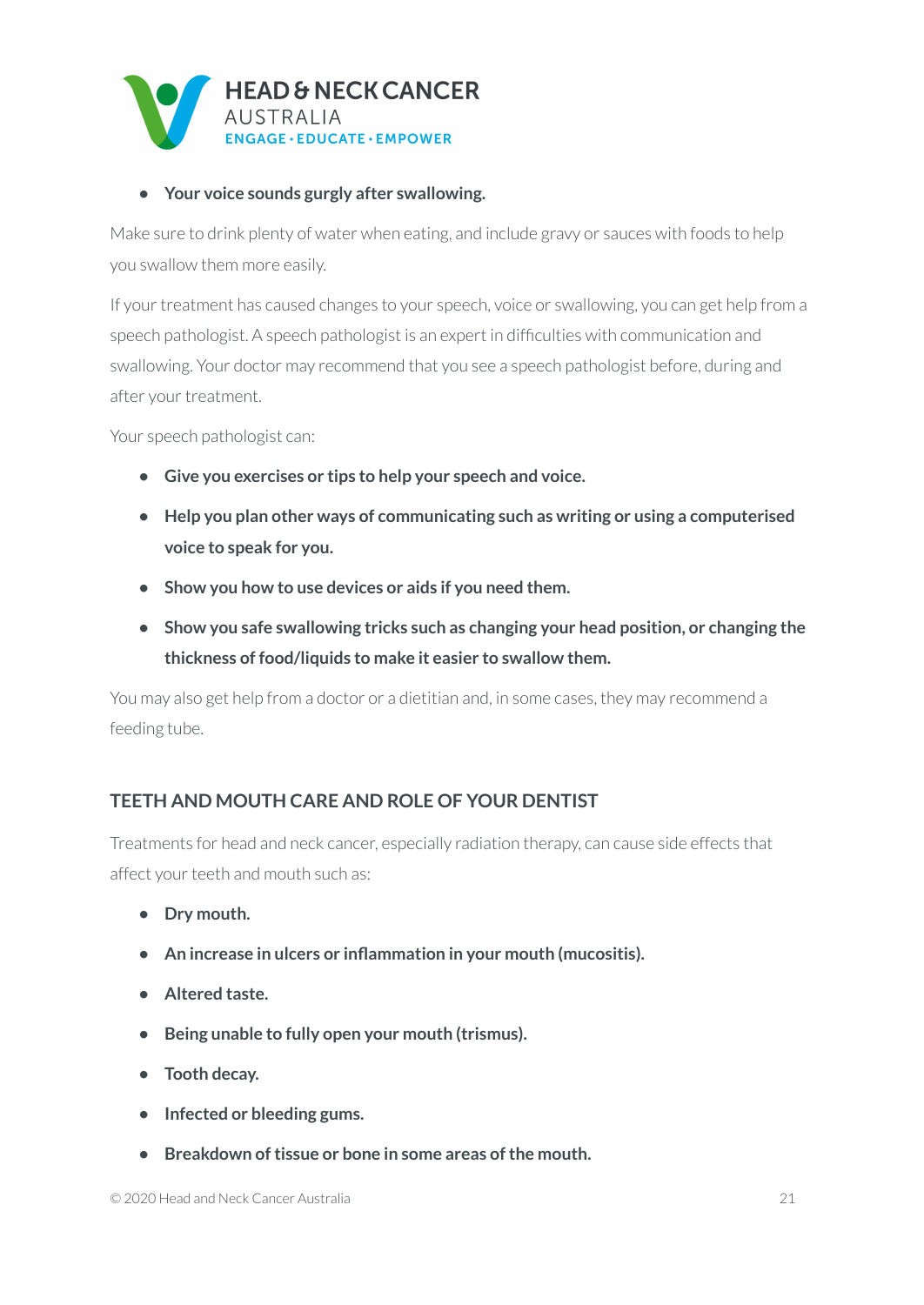- **Your voice sounds gurgly after swallowing.**

Make sure to drink plenty of water when eating, and include gravy or sauces with foods to help you swallow them more easily.

If your treatment has caused changes to your speech, voice or swallowing, you can get help from a speech pathologist. A speech pathologist is an expert in difficulties with communication and swallowing. Your doctor may recommend that you see a speech pathologist before, during and after your treatment.

Your speech pathologist can:

- **Give you exercises or tips to help your speech and voice.**
- **Help you plan other ways of communicating such as writing or using a computerised voice to speak for you.**
- **Show you how to use devices or aids if you need them.**
- **Show you safe swallowing tricks such as changing your head position, or changing the thickness of food/liquids to make it easier to swallow them.**

You may also get help from a doctor or a dietitian and, in some cases, they may recommend a feeding tube.

## TEETH AND MOUTH CARE AND ROLE OF YOUR DENTIST

Treatments for head and neck cancer, especially radiation therapy, can cause side effects that affect your teeth and mouth such as:

- **Dry mouth.**
- **An increase in ulcers or inflammation in your mouth (mucositis).**
- **Altered taste.**
- **Being unable to fully open your mouth (trismus).**
- **Tooth decay.**
- **Infected or bleeding gums.**
- **Breakdown of tissue or bone in some areas of the mouth.**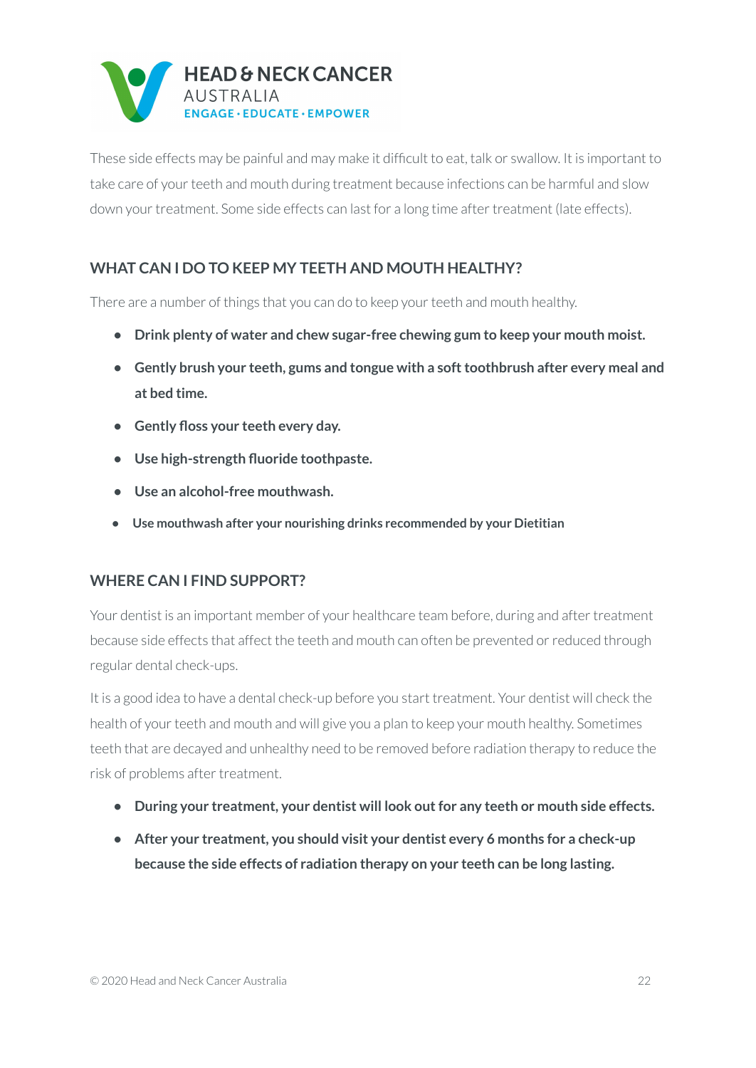These side effects may be painful and may make it difficult to eat, talk or swallow. It is important to take care of your teeth and mouth during treatment because infections can be harmful and slow down your treatment. Some side effects can last for a long time after treatment (late effects).

## WHAT CAN I DO TO KEEP MY TEETH AND MOUTH HEALTHY?

There are a number of things that you can do to keep your teeth and mouth healthy.

- **Drink plenty of water and chew sugar-free chewing gum to keep your mouth moist.**
- **Gently brush your teeth, gums and tongue with a soft toothbrush after every meal and at bed time.**
- **Gently floss your teeth every day.**
- **Use high-strength fluoride toothpaste.**
- **Use an alcohol-free mouthwash.**
- **Use mouthwash after your nourishing drinks recommended by your Dietitian**

## WHERE CAN I FIND SUPPORT?

Your dentist is an important member of your healthcare team before, during and after treatment because side effects that affect the teeth and mouth can often be prevented or reduced through regular dental check-ups.

It is a good idea to have a dental check-up before you start treatment. Your dentist will check the health of your teeth and mouth and will give you a plan to keep your mouth healthy. Sometimes teeth that are decayed and unhealthy need to be removed before radiation therapy to reduce the risk of problems after treatment.

- **During your treatment, your dentist will look out for any teeth or mouth side effects.**
- **After your treatment, you should visit your dentist every 6 months for a check-up because the side effects of radiation therapy on your teeth can be long lasting.**

© 2020 Head and Neck Cancer Australia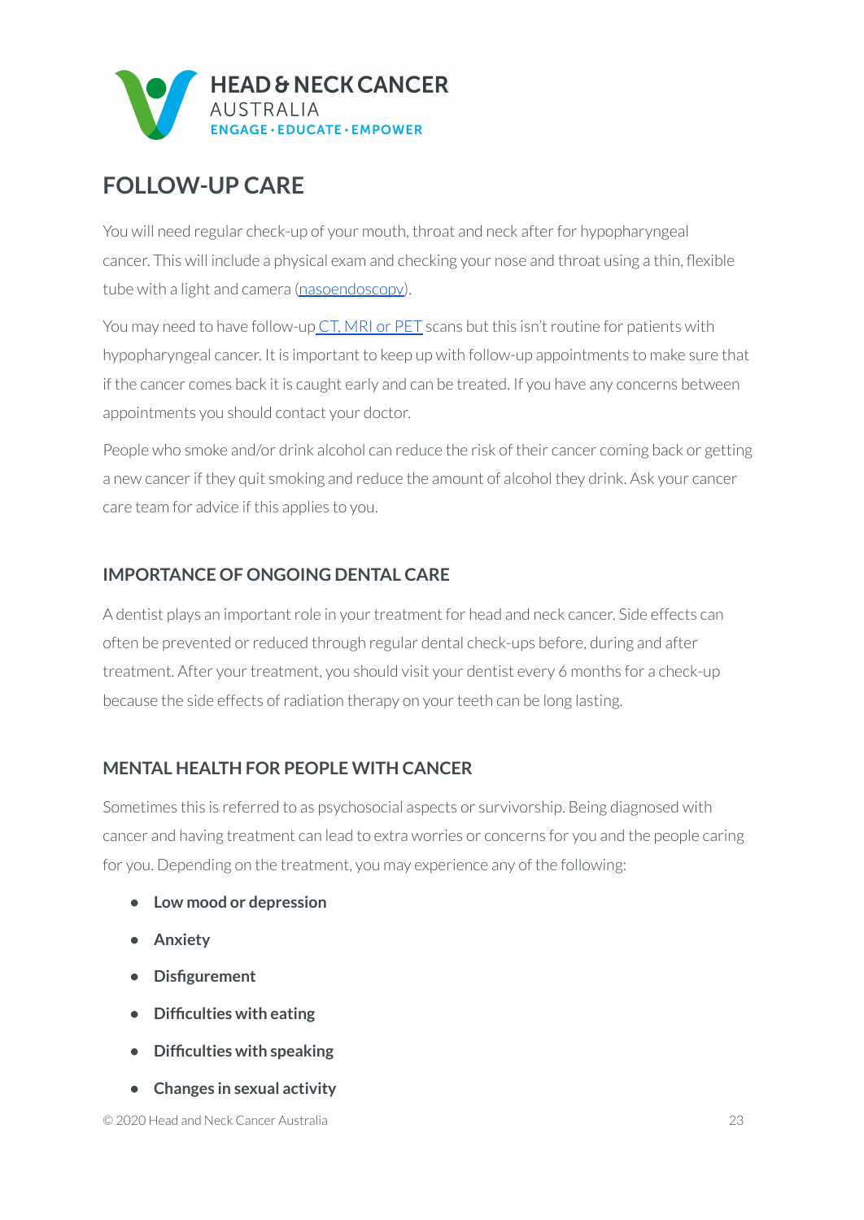# FOLLOW-UP CARE

You will need regular check-up of your mouth, throat and neck after for hypopharyngeal cancer. This will include a physical exam and checking your nose and throat using a thin, flexible tube with a light and camera (nasoendoscopy).

You may need to have follow-up CT, MRI or PET scans but this isn't routine for patients with hypopharyngeal cancer. It is important to keep up with follow-up appointments to make sure that if the cancer comes back it is caught early and can be treated. If you have any concerns between appointments you should contact your doctor.

People who smoke and/or drink alcohol can reduce the risk of their cancer coming back or getting a new cancer if they quit smoking and reduce the amount of alcohol they drink. Ask your cancer care team for advice if this applies to you.

## IMPORTANCE OF ONGOING DENTAL CARE

A dentist plays an important role in your treatment for head and neck cancer. Side effects can often be prevented or reduced through regular dental check-ups before, during and after treatment. After your treatment, you should visit your dentist every 6 months for a check-up because the side effects of radiation therapy on your teeth can be long lasting.

## MENTAL HEALTH FOR PEOPLE WITH CANCER

Sometimes this is referred to as psychosocial aspects or survivorship. Being diagnosed with cancer and having treatment can lead to extra worries or concerns for you and the people caring for you. Depending on the treatment, you may experience any of the following:

- **Low mood or depression**
- **Anxiety**
- **Disfigurement**
- **Difficulties with eating**
- **Difficulties with speaking**
- **Changes in sexual activity**

© 2020 Head and Neck Cancer Australia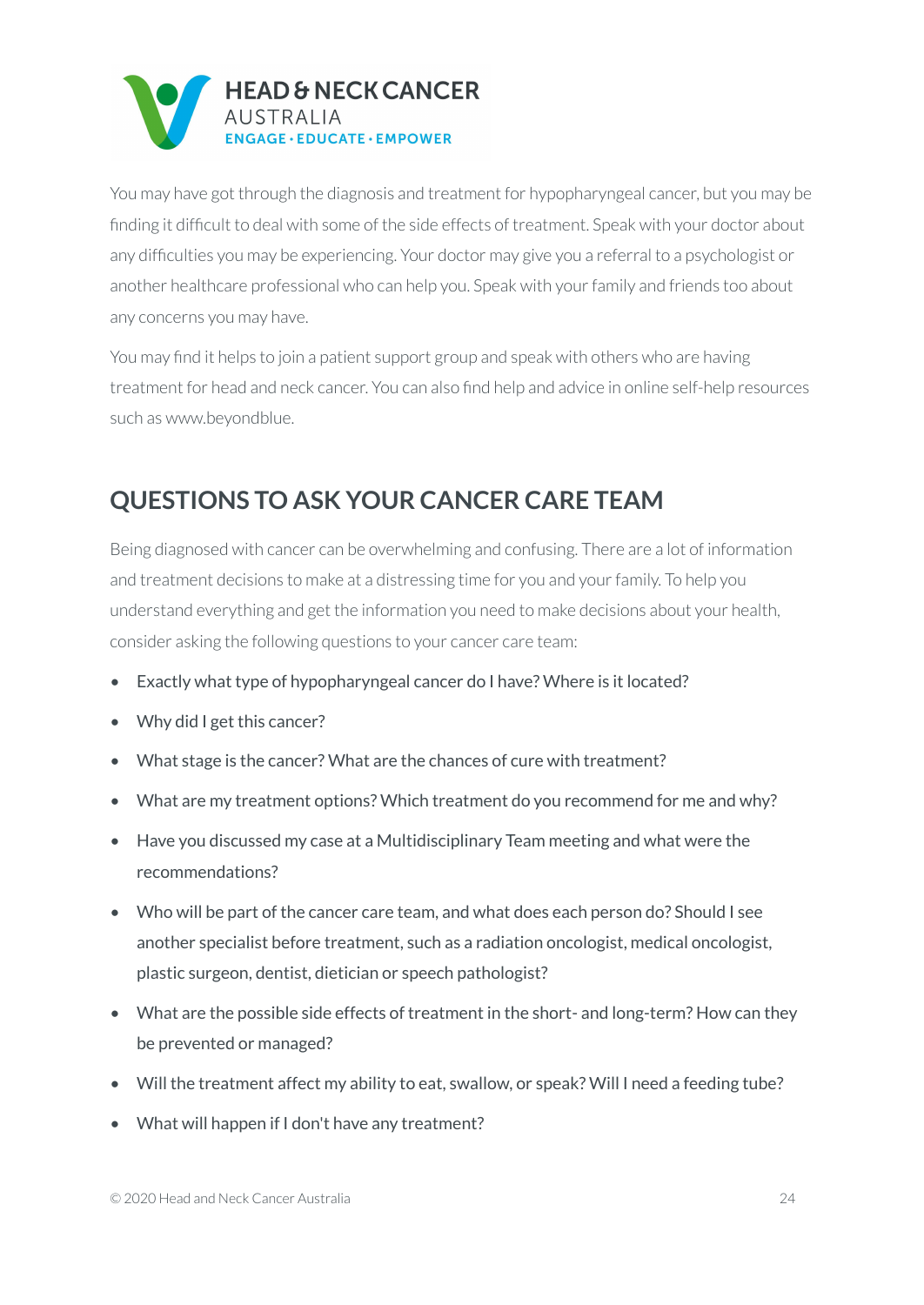You may have got through the diagnosis and treatment for hypopharyngeal cancer, but you may be finding it difficult to deal with some of the side effects of treatment. Speak with your doctor about any difficulties you may be experiencing. Your doctor may give you a referral to a psychologist or another healthcare professional who can help you. Speak with your family and friends too about any concerns you may have.

You may find it helps to join a patient support group and speak with others who are having treatment for head and neck cancer. You can also find help and advice in online self-help resources such as www.beyondblue.

## QUESTIONS TO ASK YOUR CANCER CARE TEAM

Being diagnosed with cancer can be overwhelming and confusing. There are a lot of information and treatment decisions to make at a distressing time for you and your family. To help you understand everything and get the information you need to make decisions about your health, consider asking the following questions to your cancer care team:

- Exactly what type of hypopharyngeal cancer do I have? Where is it located?
- Why did I get this cancer?
- What stage is the cancer? What are the chances of cure with treatment?
- What are my treatment options? Which treatment do you recommend for me and why?
- Have you discussed my case at a Multidisciplinary Team meeting and what were the recommendations?
- Who will be part of the cancer care team, and what does each person do? Should I see another specialist before treatment, such as a radiation oncologist, medical oncologist, plastic surgeon, dentist, dietician or speech pathologist?
- What are the possible side effects of treatment in the short- and long-term? How can they be prevented or managed?
- Will the treatment affect my ability to eat, swallow, or speak? Will I need a feeding tube?
- What will happen if I don't have any treatment?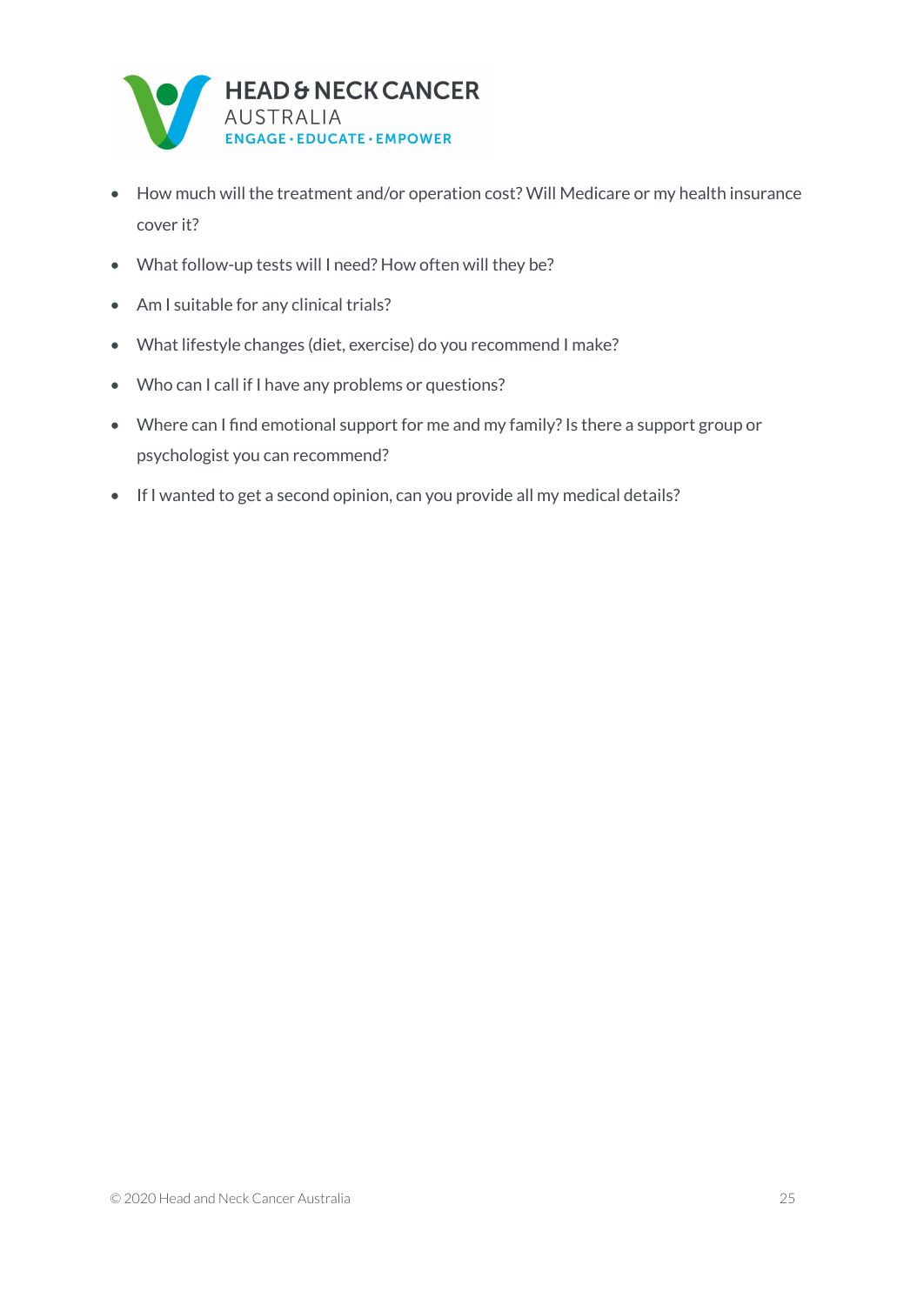- How much will the treatment and/or operation cost? Will Medicare or my health insurance cover it?
- What follow-up tests will I need? How often will they be?
- Am I suitable for any clinical trials?
- What lifestyle changes (diet, exercise) do you recommend I make?
- Who can I call if I have any problems or questions?
- Where can I find emotional support for me and my family? Is there a support group or psychologist you can recommend?
- If I wanted to get a second opinion, can you provide all my medical details?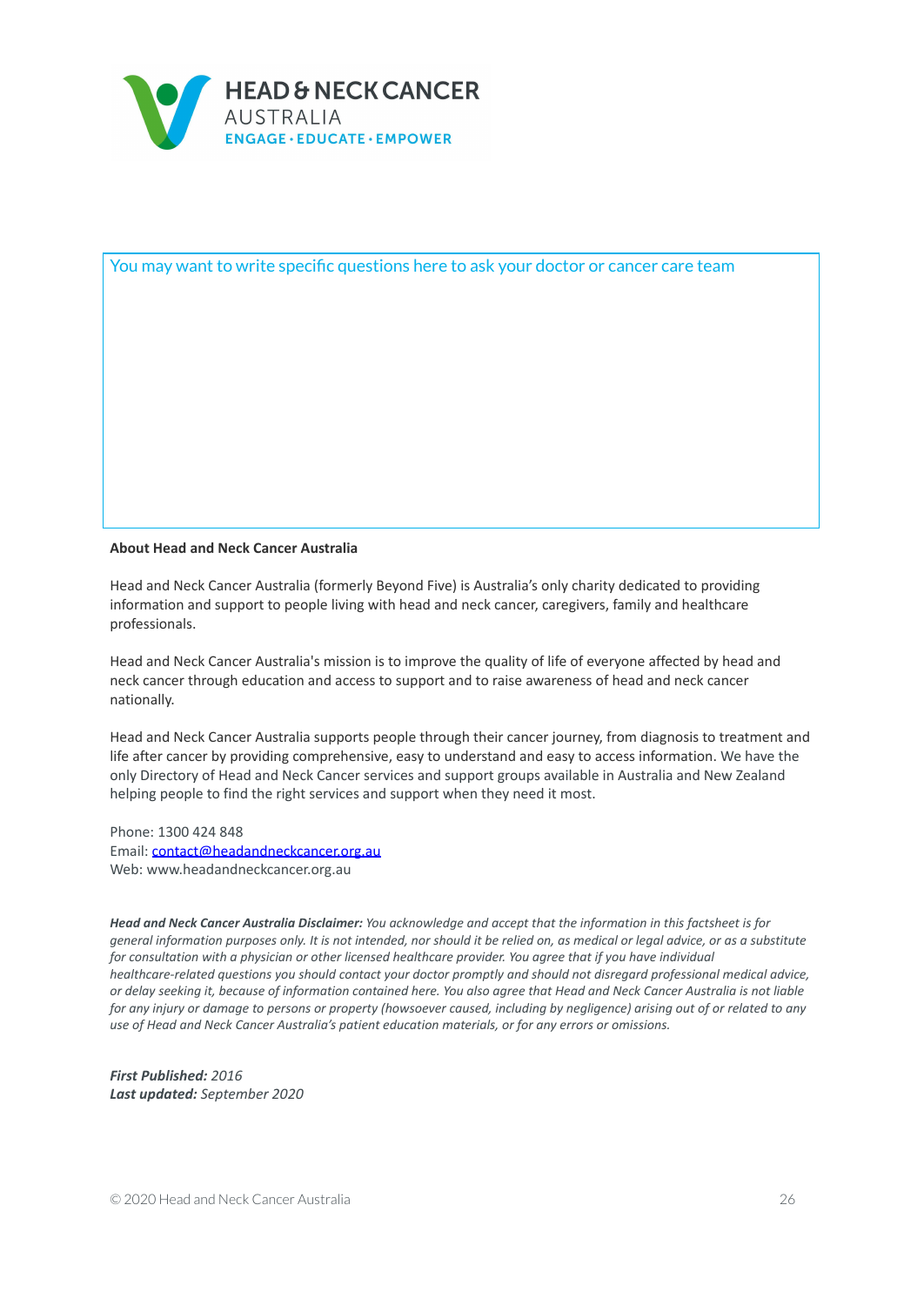HEAD & NECK CANCER AUSTRALIA
ENGAGE · EDUCATE · EMPOWER

You may want to write specific questions here to ask your doctor or cancer care team

**About Head and Neck Cancer Australia**

Head and Neck Cancer Australia (formerly Beyond Five) is Australia's only charity dedicated to providing information and support to people living with head and neck cancer, caregivers, family and healthcare professionals.

Head and Neck Cancer Australia's mission is to improve the quality of life of everyone affected by head and neck cancer through education and access to support and to raise awareness of head and neck cancer nationally.

Head and Neck Cancer Australia supports people through their cancer journey, from diagnosis to treatment and life after cancer by providing comprehensive, easy to understand and easy to access information. We have the only Directory of Head and Neck Cancer services and support groups available in Australia and New Zealand helping people to find the right services and support when they need it most.

Phone: 1300 424 848
Email: contact@headandneckcancer.org.au
Web: www.headandneckcancer.org.au

***Head and Neck Cancer Australia Disclaimer:*** *You acknowledge and accept that the information in this factsheet is for general information purposes only. It is not intended, nor should it be relied on, as medical or legal advice, or as a substitute for consultation with a physician or other licensed healthcare provider. You agree that if you have individual healthcare-related questions you should contact your doctor promptly and should not disregard professional medical advice, or delay seeking it, because of information contained here. You also agree that Head and Neck Cancer Australia is not liable for any injury or damage to persons or property (howsoever caused, including by negligence) arising out of or related to any use of Head and Neck Cancer Australia's patient education materials, or for any errors or omissions.*

***First Published:*** *2016*
***Last updated:*** *September 2020*

© 2020 Head and Neck Cancer Australia